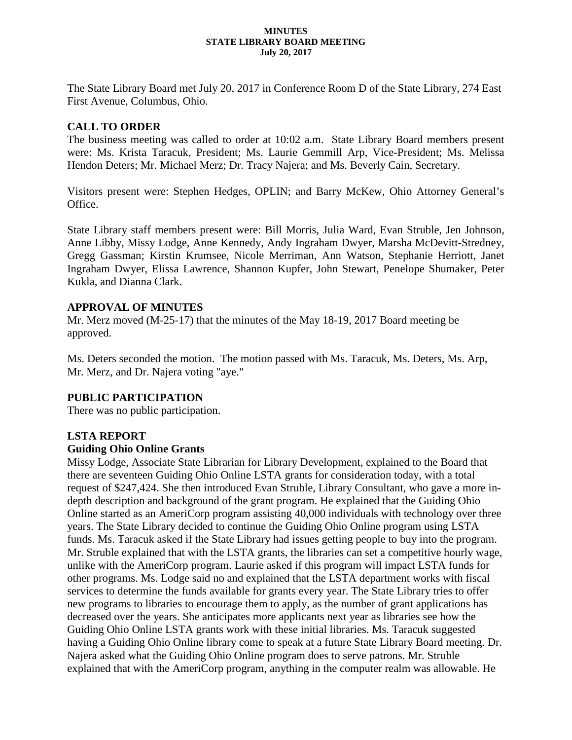# MINUTES
## STATE LIBRARY BOARD MEETING
### July 20, 2017

The State Library Board met July 20, 2017 in Conference Room D of the State Library, 274 East First Avenue, Columbus, Ohio.

## CALL TO ORDER

The business meeting was called to order at 10:02 a.m. State Library Board members present were: Ms. Krista Taracuk, President; Ms. Laurie Gemmill Arp, Vice-President; Ms. Melissa Hendon Deters; Mr. Michael Merz; Dr. Tracy Najera; and Ms. Beverly Cain, Secretary.

Visitors present were: Stephen Hedges, OPLIN; and Barry McKew, Ohio Attorney General's Office.

State Library staff members present were: Bill Morris, Julia Ward, Evan Struble, Jen Johnson, Anne Libby, Missy Lodge, Anne Kennedy, Andy Ingraham Dwyer, Marsha McDevitt-Stredney, Gregg Gassman; Kirstin Krumsee, Nicole Merriman, Ann Watson, Stephanie Herriott, Janet Ingraham Dwyer, Elissa Lawrence, Shannon Kupfer, John Stewart, Penelope Shumaker, Peter Kukla, and Dianna Clark.

## APPROVAL OF MINUTES

Mr. Merz moved (M-25-17) that the minutes of the May 18-19, 2017 Board meeting be approved.

Ms. Deters seconded the motion. The motion passed with Ms. Taracuk, Ms. Deters, Ms. Arp, Mr. Merz, and Dr. Najera voting "aye."

## PUBLIC PARTICIPATION

There was no public participation.

## LSTA REPORT

### Guiding Ohio Online Grants

Missy Lodge, Associate State Librarian for Library Development, explained to the Board that there are seventeen Guiding Ohio Online LSTA grants for consideration today, with a total request of $247,424. She then introduced Evan Struble, Library Consultant, who gave a more in-depth description and background of the grant program. He explained that the Guiding Ohio Online started as an AmeriCorp program assisting 40,000 individuals with technology over three years. The State Library decided to continue the Guiding Ohio Online program using LSTA funds. Ms. Taracuk asked if the State Library had issues getting people to buy into the program. Mr. Struble explained that with the LSTA grants, the libraries can set a competitive hourly wage, unlike with the AmeriCorp program. Laurie asked if this program will impact LSTA funds for other programs. Ms. Lodge said no and explained that the LSTA department works with fiscal services to determine the funds available for grants every year. The State Library tries to offer new programs to libraries to encourage them to apply, as the number of grant applications has decreased over the years. She anticipates more applicants next year as libraries see how the Guiding Ohio Online LSTA grants work with these initial libraries. Ms. Taracuk suggested having a Guiding Ohio Online library come to speak at a future State Library Board meeting. Dr. Najera asked what the Guiding Ohio Online program does to serve patrons. Mr. Struble explained that with the AmeriCorp program, anything in the computer realm was allowable. He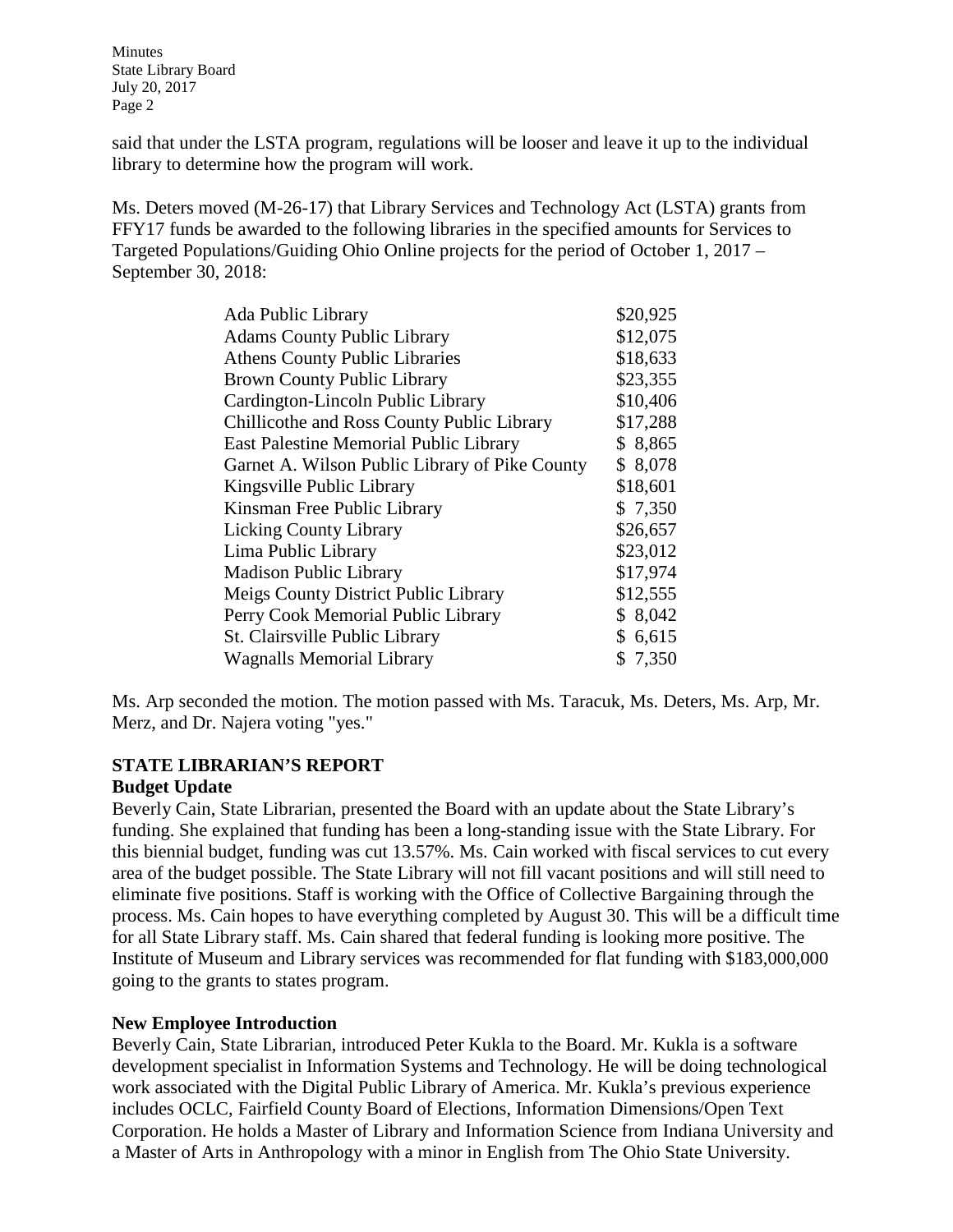said that under the LSTA program, regulations will be looser and leave it up to the individual library to determine how the program will work.

Ms. Deters moved (M-26-17) that Library Services and Technology Act (LSTA) grants from FFY17 funds be awarded to the following libraries in the specified amounts for Services to Targeted Populations/Guiding Ohio Online projects for the period of October 1, 2017 – September 30, 2018:

| Library | Amount |
|---|---|
| Ada Public Library | $20,925 |
| Adams County Public Library | $12,075 |
| Athens County Public Libraries | $18,633 |
| Brown County Public Library | $23,355 |
| Cardington-Lincoln Public Library | $10,406 |
| Chillicothe and Ross County Public Library | $17,288 |
| East Palestine Memorial Public Library | $ 8,865 |
| Garnet A. Wilson Public Library of Pike County | $ 8,078 |
| Kingsville Public Library | $18,601 |
| Kinsman Free Public Library | $ 7,350 |
| Licking County Library | $26,657 |
| Lima Public Library | $23,012 |
| Madison Public Library | $17,974 |
| Meigs County District Public Library | $12,555 |
| Perry Cook Memorial Public Library | $ 8,042 |
| St. Clairsville Public Library | $ 6,615 |
| Wagnalls Memorial Library | $ 7,350 |

Ms. Arp seconded the motion. The motion passed with Ms. Taracuk, Ms. Deters, Ms. Arp, Mr. Merz, and Dr. Najera voting "yes."

## STATE LIBRARIAN'S REPORT

### Budget Update

Beverly Cain, State Librarian, presented the Board with an update about the State Library's funding. She explained that funding has been a long-standing issue with the State Library. For this biennial budget, funding was cut 13.57%. Ms. Cain worked with fiscal services to cut every area of the budget possible. The State Library will not fill vacant positions and will still need to eliminate five positions. Staff is working with the Office of Collective Bargaining through the process. Ms. Cain hopes to have everything completed by August 30. This will be a difficult time for all State Library staff. Ms. Cain shared that federal funding is looking more positive. The Institute of Museum and Library services was recommended for flat funding with $183,000,000 going to the grants to states program.

### New Employee Introduction

Beverly Cain, State Librarian, introduced Peter Kukla to the Board. Mr. Kukla is a software development specialist in Information Systems and Technology. He will be doing technological work associated with the Digital Public Library of America. Mr. Kukla's previous experience includes OCLC, Fairfield County Board of Elections, Information Dimensions/Open Text Corporation. He holds a Master of Library and Information Science from Indiana University and a Master of Arts in Anthropology with a minor in English from The Ohio State University.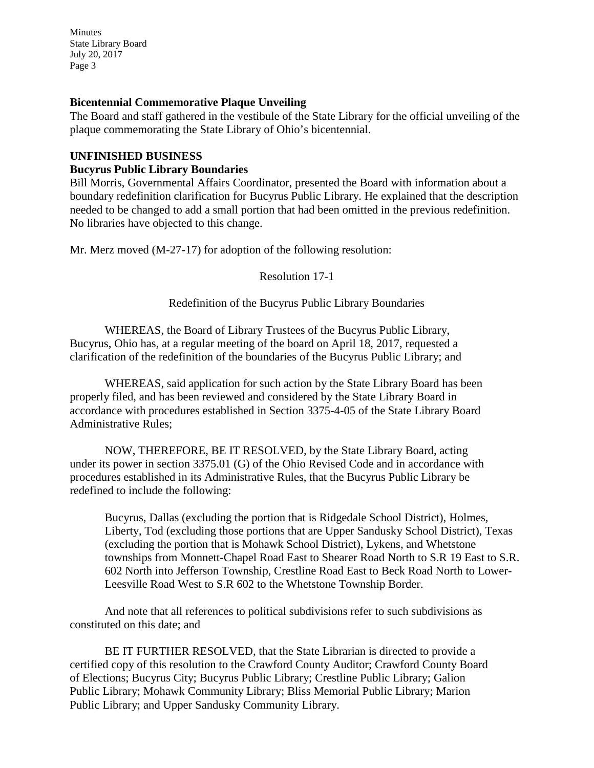**Bicentennial Commemorative Plaque Unveiling**

The Board and staff gathered in the vestibule of the State Library for the official unveiling of the plaque commemorating the State Library of Ohio's bicentennial.

**UNFINISHED BUSINESS**

**Bucyrus Public Library Boundaries**

Bill Morris, Governmental Affairs Coordinator, presented the Board with information about a boundary redefinition clarification for Bucyrus Public Library. He explained that the description needed to be changed to add a small portion that had been omitted in the previous redefinition. No libraries have objected to this change.

Mr. Merz moved (M-27-17) for adoption of the following resolution:

Resolution 17-1

Redefinition of the Bucyrus Public Library Boundaries

WHEREAS, the Board of Library Trustees of the Bucyrus Public Library, Bucyrus, Ohio has, at a regular meeting of the board on April 18, 2017, requested a clarification of the redefinition of the boundaries of the Bucyrus Public Library; and

WHEREAS, said application for such action by the State Library Board has been properly filed, and has been reviewed and considered by the State Library Board in accordance with procedures established in Section 3375-4-05 of the State Library Board Administrative Rules;

NOW, THEREFORE, BE IT RESOLVED, by the State Library Board, acting under its power in section 3375.01 (G) of the Ohio Revised Code and in accordance with procedures established in its Administrative Rules, that the Bucyrus Public Library be redefined to include the following:

> Bucyrus, Dallas (excluding the portion that is Ridgedale School District), Holmes, Liberty, Tod (excluding those portions that are Upper Sandusky School District), Texas (excluding the portion that is Mohawk School District), Lykens, and Whetstone townships from Monnett-Chapel Road East to Shearer Road North to S.R 19 East to S.R. 602 North into Jefferson Township, Crestline Road East to Beck Road North to Lower-Leesville Road West to S.R 602 to the Whetstone Township Border.

And note that all references to political subdivisions refer to such subdivisions as constituted on this date; and

BE IT FURTHER RESOLVED, that the State Librarian is directed to provide a certified copy of this resolution to the Crawford County Auditor; Crawford County Board of Elections; Bucyrus City; Bucyrus Public Library; Crestline Public Library; Galion Public Library; Mohawk Community Library; Bliss Memorial Public Library; Marion Public Library; and Upper Sandusky Community Library.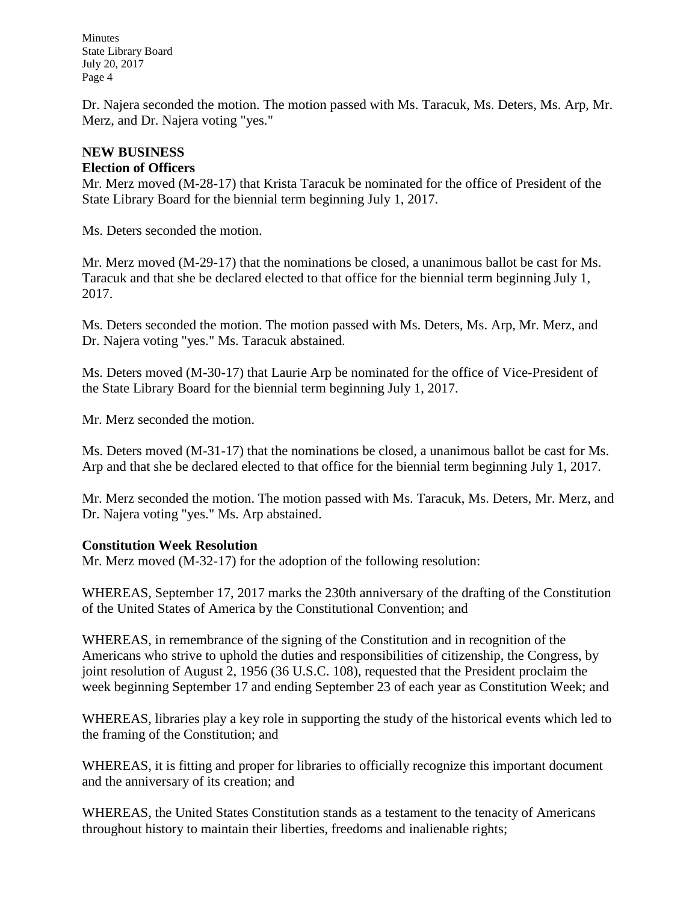Dr. Najera seconded the motion. The motion passed with Ms. Taracuk, Ms. Deters, Ms. Arp, Mr. Merz, and Dr. Najera voting "yes."

## NEW BUSINESS

### Election of Officers

Mr. Merz moved (M-28-17) that Krista Taracuk be nominated for the office of President of the State Library Board for the biennial term beginning July 1, 2017.

Ms. Deters seconded the motion.

Mr. Merz moved (M-29-17) that the nominations be closed, a unanimous ballot be cast for Ms. Taracuk and that she be declared elected to that office for the biennial term beginning July 1, 2017.

Ms. Deters seconded the motion. The motion passed with Ms. Deters, Ms. Arp, Mr. Merz, and Dr. Najera voting "yes." Ms. Taracuk abstained.

Ms. Deters moved (M-30-17) that Laurie Arp be nominated for the office of Vice-President of the State Library Board for the biennial term beginning July 1, 2017.

Mr. Merz seconded the motion.

Ms. Deters moved (M-31-17) that the nominations be closed, a unanimous ballot be cast for Ms. Arp and that she be declared elected to that office for the biennial term beginning July 1, 2017.

Mr. Merz seconded the motion. The motion passed with Ms. Taracuk, Ms. Deters, Mr. Merz, and Dr. Najera voting "yes." Ms. Arp abstained.

### Constitution Week Resolution

Mr. Merz moved (M-32-17) for the adoption of the following resolution:

WHEREAS, September 17, 2017 marks the 230th anniversary of the drafting of the Constitution of the United States of America by the Constitutional Convention; and

WHEREAS, in remembrance of the signing of the Constitution and in recognition of the Americans who strive to uphold the duties and responsibilities of citizenship, the Congress, by joint resolution of August 2, 1956 (36 U.S.C. 108), requested that the President proclaim the week beginning September 17 and ending September 23 of each year as Constitution Week; and

WHEREAS, libraries play a key role in supporting the study of the historical events which led to the framing of the Constitution; and

WHEREAS, it is fitting and proper for libraries to officially recognize this important document and the anniversary of its creation; and

WHEREAS, the United States Constitution stands as a testament to the tenacity of Americans throughout history to maintain their liberties, freedoms and inalienable rights;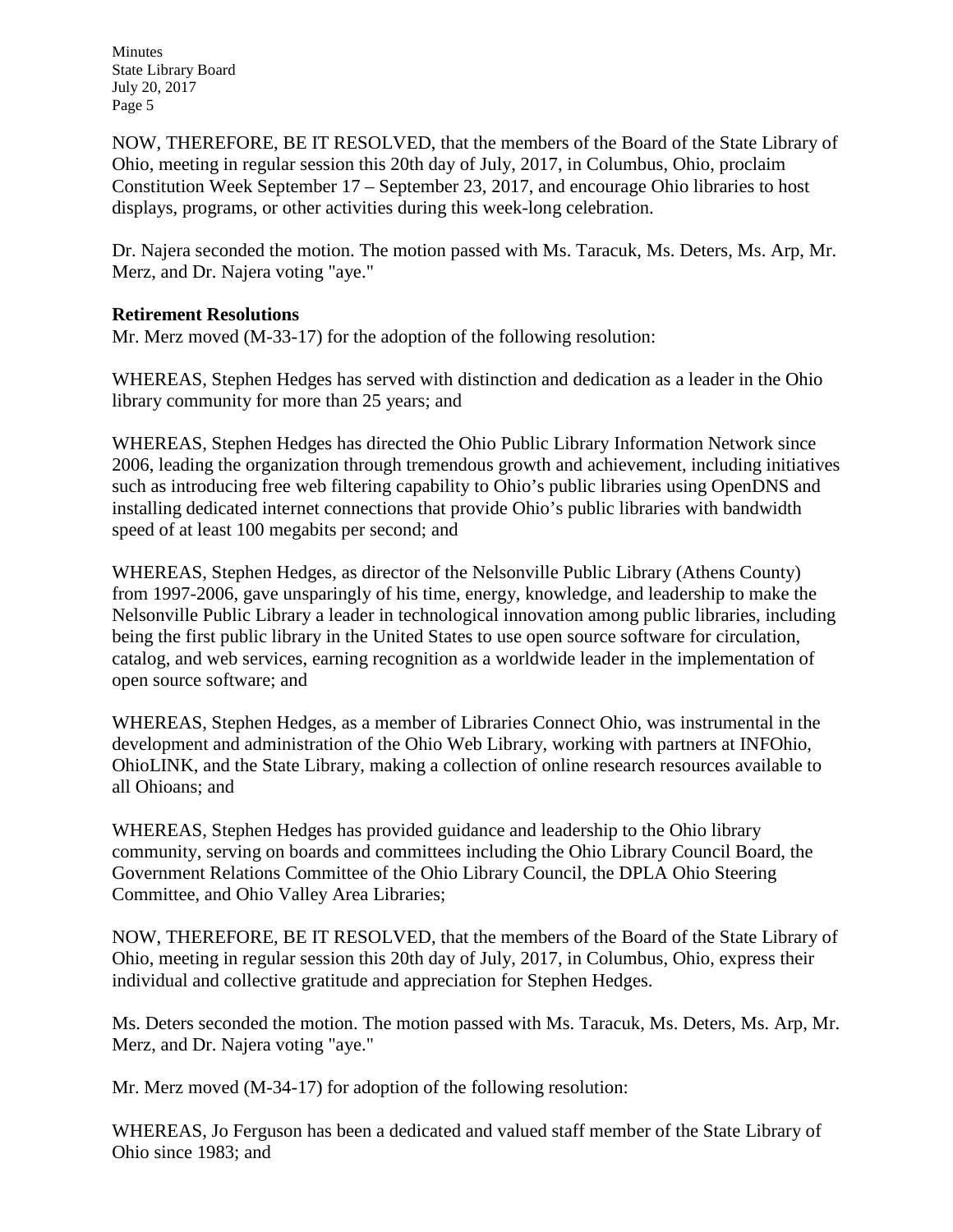NOW, THEREFORE, BE IT RESOLVED, that the members of the Board of the State Library of Ohio, meeting in regular session this 20th day of July, 2017, in Columbus, Ohio, proclaim Constitution Week September 17 – September 23, 2017, and encourage Ohio libraries to host displays, programs, or other activities during this week-long celebration.

Dr. Najera seconded the motion. The motion passed with Ms. Taracuk, Ms. Deters, Ms. Arp, Mr. Merz, and Dr. Najera voting "aye."

**Retirement Resolutions**

Mr. Merz moved (M-33-17) for the adoption of the following resolution:

WHEREAS, Stephen Hedges has served with distinction and dedication as a leader in the Ohio library community for more than 25 years; and

WHEREAS, Stephen Hedges has directed the Ohio Public Library Information Network since 2006, leading the organization through tremendous growth and achievement, including initiatives such as introducing free web filtering capability to Ohio's public libraries using OpenDNS and installing dedicated internet connections that provide Ohio's public libraries with bandwidth speed of at least 100 megabits per second; and

WHEREAS, Stephen Hedges, as director of the Nelsonville Public Library (Athens County) from 1997-2006, gave unsparingly of his time, energy, knowledge, and leadership to make the Nelsonville Public Library a leader in technological innovation among public libraries, including being the first public library in the United States to use open source software for circulation, catalog, and web services, earning recognition as a worldwide leader in the implementation of open source software; and

WHEREAS, Stephen Hedges, as a member of Libraries Connect Ohio, was instrumental in the development and administration of the Ohio Web Library, working with partners at INFOhio, OhioLINK, and the State Library, making a collection of online research resources available to all Ohioans; and

WHEREAS, Stephen Hedges has provided guidance and leadership to the Ohio library community, serving on boards and committees including the Ohio Library Council Board, the Government Relations Committee of the Ohio Library Council, the DPLA Ohio Steering Committee, and Ohio Valley Area Libraries;

NOW, THEREFORE, BE IT RESOLVED, that the members of the Board of the State Library of Ohio, meeting in regular session this 20th day of July, 2017, in Columbus, Ohio, express their individual and collective gratitude and appreciation for Stephen Hedges.

Ms. Deters seconded the motion. The motion passed with Ms. Taracuk, Ms. Deters, Ms. Arp, Mr. Merz, and Dr. Najera voting "aye."

Mr. Merz moved (M-34-17) for adoption of the following resolution:

WHEREAS, Jo Ferguson has been a dedicated and valued staff member of the State Library of Ohio since 1983; and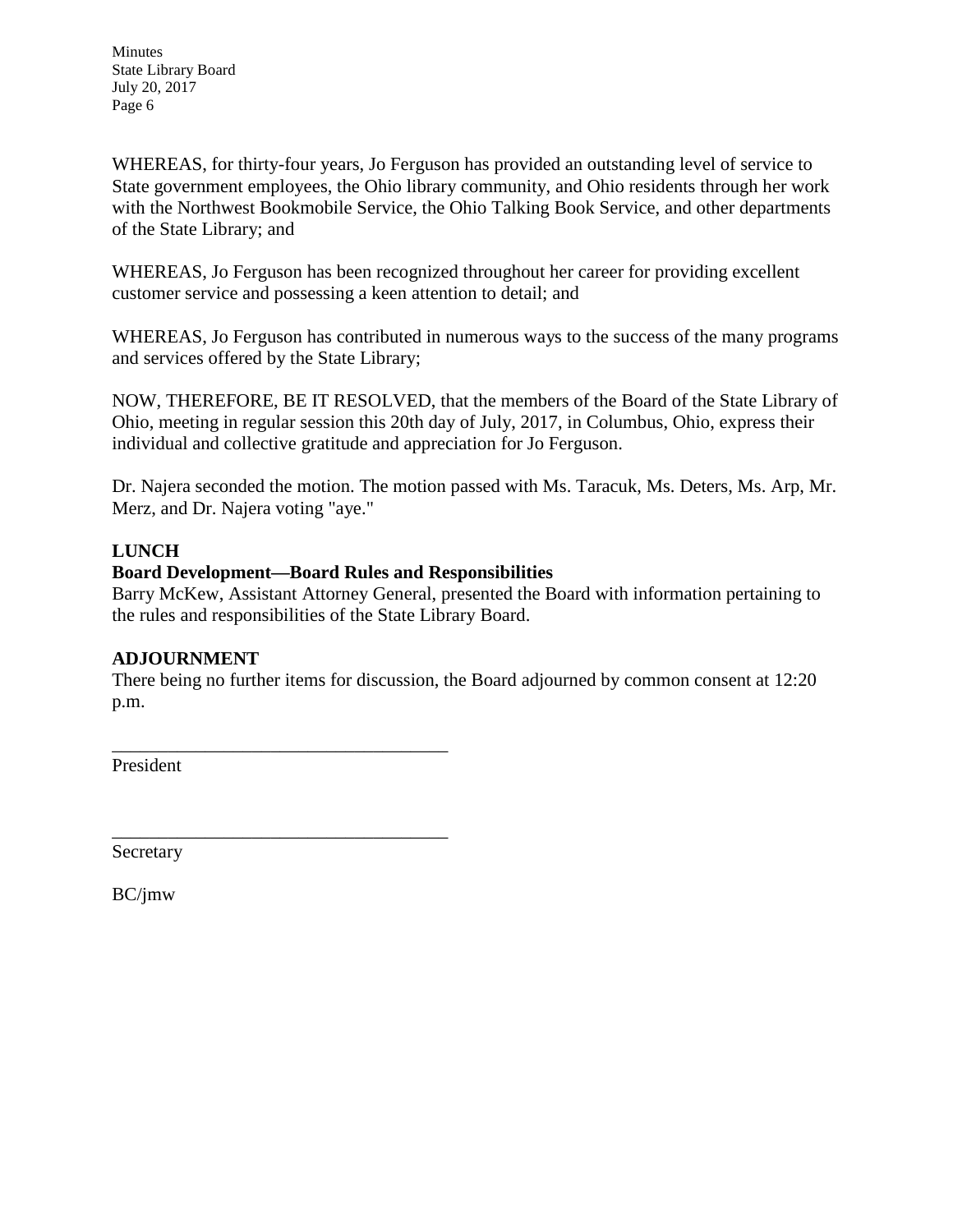WHEREAS, for thirty-four years, Jo Ferguson has provided an outstanding level of service to State government employees, the Ohio library community, and Ohio residents through her work with the Northwest Bookmobile Service, the Ohio Talking Book Service, and other departments of the State Library; and

WHEREAS, Jo Ferguson has been recognized throughout her career for providing excellent customer service and possessing a keen attention to detail; and

WHEREAS, Jo Ferguson has contributed in numerous ways to the success of the many programs and services offered by the State Library;

NOW, THEREFORE, BE IT RESOLVED, that the members of the Board of the State Library of Ohio, meeting in regular session this 20th day of July, 2017, in Columbus, Ohio, express their individual and collective gratitude and appreciation for Jo Ferguson.

Dr. Najera seconded the motion. The motion passed with Ms. Taracuk, Ms. Deters, Ms. Arp, Mr. Merz, and Dr. Najera voting "aye."

**LUNCH**

**Board Development—Board Rules and Responsibilities**

Barry McKew, Assistant Attorney General, presented the Board with information pertaining to the rules and responsibilities of the State Library Board.

**ADJOURNMENT**

There being no further items for discussion, the Board adjourned by common consent at 12:20 p.m.

\_\_\_\_\_\_\_\_\_\_\_\_\_\_\_\_\_\_\_\_\_\_\_\_\_\_\_\_\_\_\_\_\_\_\_\_

President

\_\_\_\_\_\_\_\_\_\_\_\_\_\_\_\_\_\_\_\_\_\_\_\_\_\_\_\_\_\_\_\_\_\_\_\_

Secretary

BC/jmw